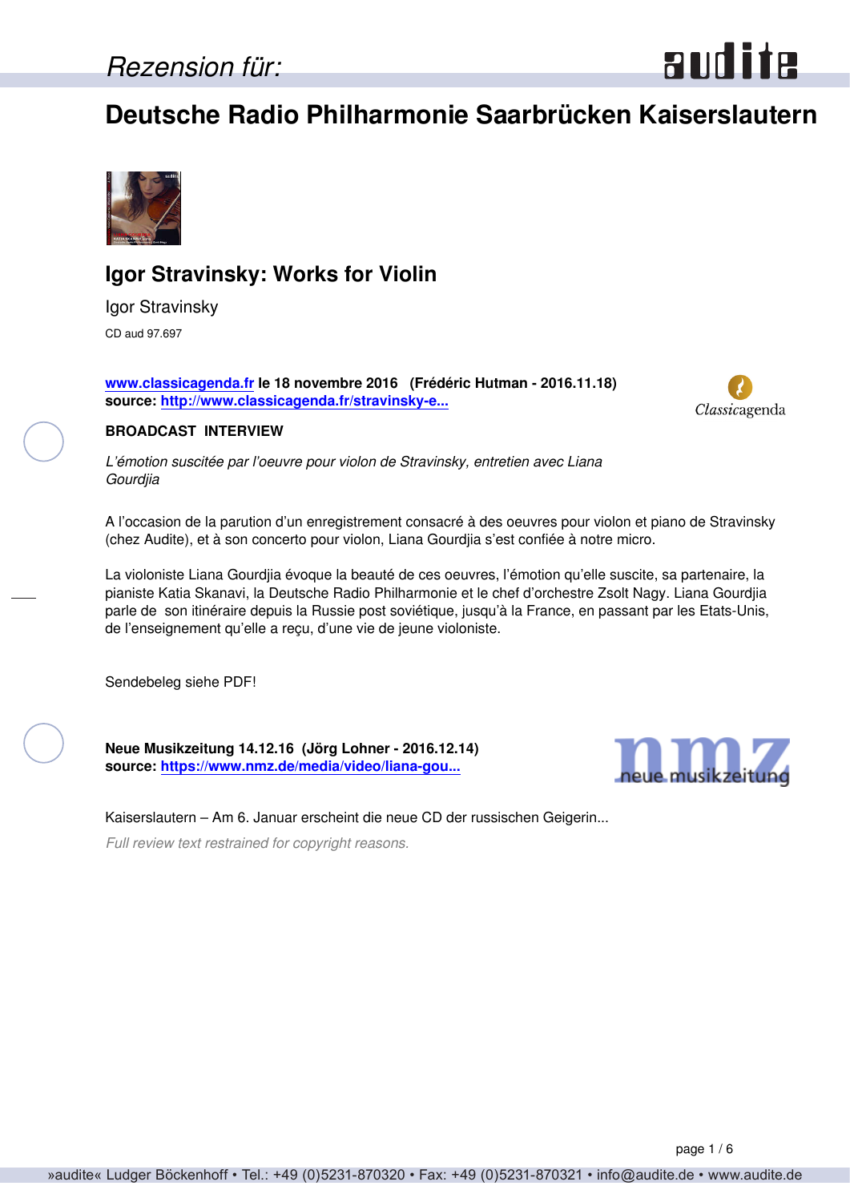Rezension für:

# Deutsche Radio Philharmonie Saarbrücken Kaiserslautern

## Igor Stravinsky: Works for Violin

Igor Stravinsky

CD aud 97.697

**www.classicagenda.fr le 18 novembre 2016 (Frédéric Hutman - 2016.11.18)**
**source: http://www.classicagenda.fr/stravinsky-e...**

**BROADCAST INTERVIEW**

*L'émotion suscitée par l'oeuvre pour violon de Stravinsky, entretien avec Liana Gourdjia*

A l'occasion de la parution d'un enregistrement consacré à des oeuvres pour violon et piano de Stravinsky (chez Audite), et à son concerto pour violon, Liana Gourdjia s'est confiée à notre micro.

La violoniste Liana Gourdjia évoque la beauté de ces oeuvres, l'émotion qu'elle suscite, sa partenaire, la pianiste Katia Skanavi, la Deutsche Radio Philharmonie et le chef d'orchestre Zsolt Nagy. Liana Gourdjia parle de son itinéraire depuis la Russie post soviétique, jusqu'à la France, en passant par les Etats-Unis, de l'enseignement qu'elle a reçu, d'une vie de jeune violoniste.

Sendebeleg siehe PDF!

**Neue Musikzeitung 14.12.16 (Jörg Lohner - 2016.12.14)**
**source: https://www.nmz.de/media/video/liana-gou...**

Kaiserslautern – Am 6. Januar erscheint die neue CD der russischen Geigerin...

*Full review text restrained for copyright reasons.*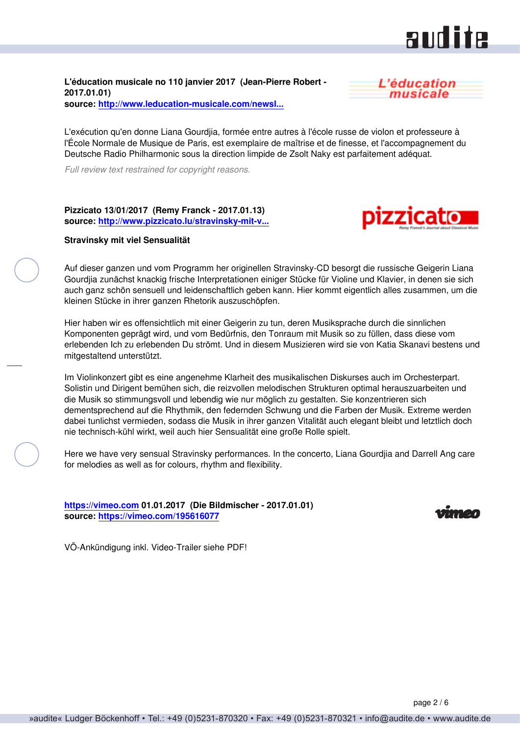**L'éducation musicale no 110 janvier 2017 (Jean-Pierre Robert - 2017.01.01)**
**source: http://www.leducation-musicale.com/newsl...**

L'exécution qu'en donne Liana Gourdjia, formée entre autres à l'école russe de violon et professeure à l'École Normale de Musique de Paris, est exemplaire de maîtrise et de finesse, et l'accompagnement du Deutsche Radio Philharmonic sous la direction limpide de Zsolt Naky est parfaitement adéquat.

*Full review text restrained for copyright reasons.*

**Pizzicato 13/01/2017 (Remy Franck - 2017.01.13)**
**source: http://www.pizzicato.lu/stravinsky-mit-v...**

**Stravinsky mit viel Sensualität**

Auf dieser ganzen und vom Programm her originellen Stravinsky-CD besorgt die russische Geigerin Liana Gourdjia zunächst knackig frische Interpretationen einiger Stücke für Violine und Klavier, in denen sie sich auch ganz schön sensuell und leidenschaftlich geben kann. Hier kommt eigentlich alles zusammen, um die kleinen Stücke in ihrer ganzen Rhetorik auszuschöpfen.

Hier haben wir es offensichtlich mit einer Geigerin zu tun, deren Musiksprache durch die sinnlichen Komponenten geprägt wird, und vom Bedürfnis, den Tonraum mit Musik so zu füllen, dass diese vom erlebenden Ich zu erlebenden Du strömt. Und in diesem Musizieren wird sie von Katia Skanavi bestens und mitgestaltend unterstützt.

Im Violinkonzert gibt es eine angenehme Klarheit des musikalischen Diskurses auch im Orchesterpart. Solistin und Dirigent bemühen sich, die reizvollen melodischen Strukturen optimal herauszuarbeiten und die Musik so stimmungsvoll und lebendig wie nur möglich zu gestalten. Sie konzentrieren sich dementsprechend auf die Rhythmik, den federnden Schwung und die Farben der Musik. Extreme werden dabei tunlichst vermieden, sodass die Musik in ihrer ganzen Vitalität auch elegant bleibt und letztlich doch nie technisch-kühl wirkt, weil auch hier Sensualität eine große Rolle spielt.

Here we have very sensual Stravinsky performances. In the concerto, Liana Gourdjia and Darrell Ang care for melodies as well as for colours, rhythm and flexibility.

**https://vimeo.com 01.01.2017 (Die Bildmischer - 2017.01.01)**
**source: https://vimeo.com/195616077**

VÖ-Ankündigung inkl. Video-Trailer siehe PDF!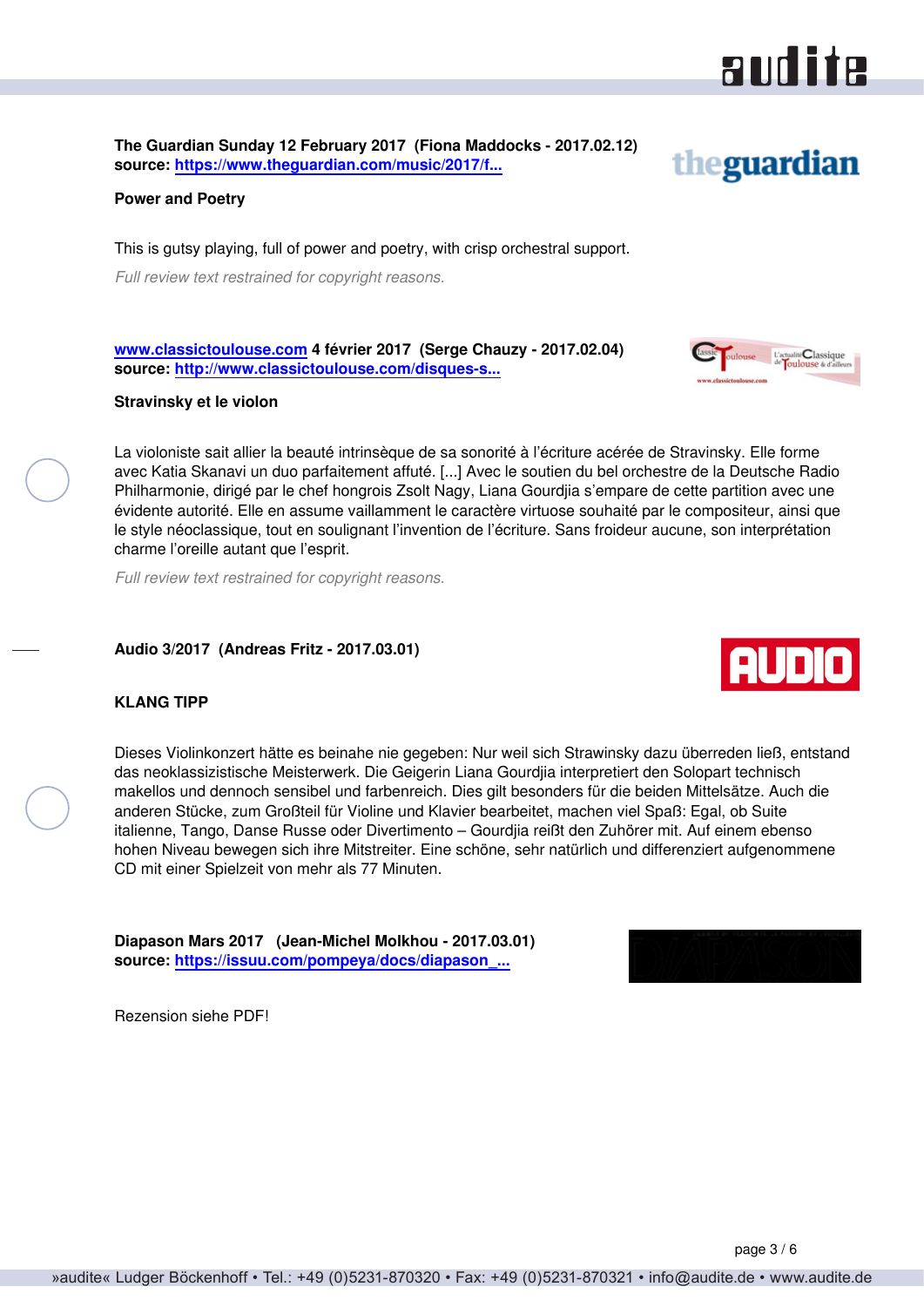**The Guardian Sunday 12 February 2017 (Fiona Maddocks - 2017.02.12)**
**source: [https://www.theguardian.com/music/2017/f...](https://www.theguardian.com/music/2017/f...)**

**Power and Poetry**

This is gutsy playing, full of power and poetry, with crisp orchestral support.

*Full review text restrained for copyright reasons.*

**[www.classictoulouse.com](http://www.classictoulouse.com) 4 février 2017 (Serge Chauzy - 2017.02.04)**
**source: [http://www.classictoulouse.com/disques-s...](http://www.classictoulouse.com/disques-s...)**

**Stravinsky et le violon**

La violoniste sait allier la beauté intrinsèque de sa sonorité à l'écriture acérée de Stravinsky. Elle forme avec Katia Skanavi un duo parfaitement affuté. [...] Avec le soutien du bel orchestre de la Deutsche Radio Philharmonie, dirigé par le chef hongrois Zsolt Nagy, Liana Gourdjia s'empare de cette partition avec une évidente autorité. Elle en assume vaillamment le caractère virtuose souhaité par le compositeur, ainsi que le style néoclassique, tout en soulignant l'invention de l'écriture. Sans froideur aucune, son interprétation charme l'oreille autant que l'esprit.

*Full review text restrained for copyright reasons.*

**Audio 3/2017 (Andreas Fritz - 2017.03.01)**

**KLANG TIPP**

Dieses Violinkonzert hätte es beinahe nie gegeben: Nur weil sich Strawinsky dazu überreden ließ, entstand das neoklassizistische Meisterwerk. Die Geigerin Liana Gourdjia interpretiert den Solopart technisch makellos und dennoch sensibel und farbenreich. Dies gilt besonders für die beiden Mittelsätze. Auch die anderen Stücke, zum Großteil für Violine und Klavier bearbeitet, machen viel Spaß: Egal, ob Suite italienne, Tango, Danse Russe oder Divertimento – Gourdjia reißt den Zuhörer mit. Auf einem ebenso hohen Niveau bewegen sich ihre Mitstreiter. Eine schöne, sehr natürlich und differenziert aufgenommene CD mit einer Spielzeit von mehr als 77 Minuten.

**Diapason Mars 2017 (Jean-Michel Molkhou - 2017.03.01)**
**source: [https://issuu.com/pompeya/docs/diapason_...](https://issuu.com/pompeya/docs/diapason_...)**

Rezension siehe PDF!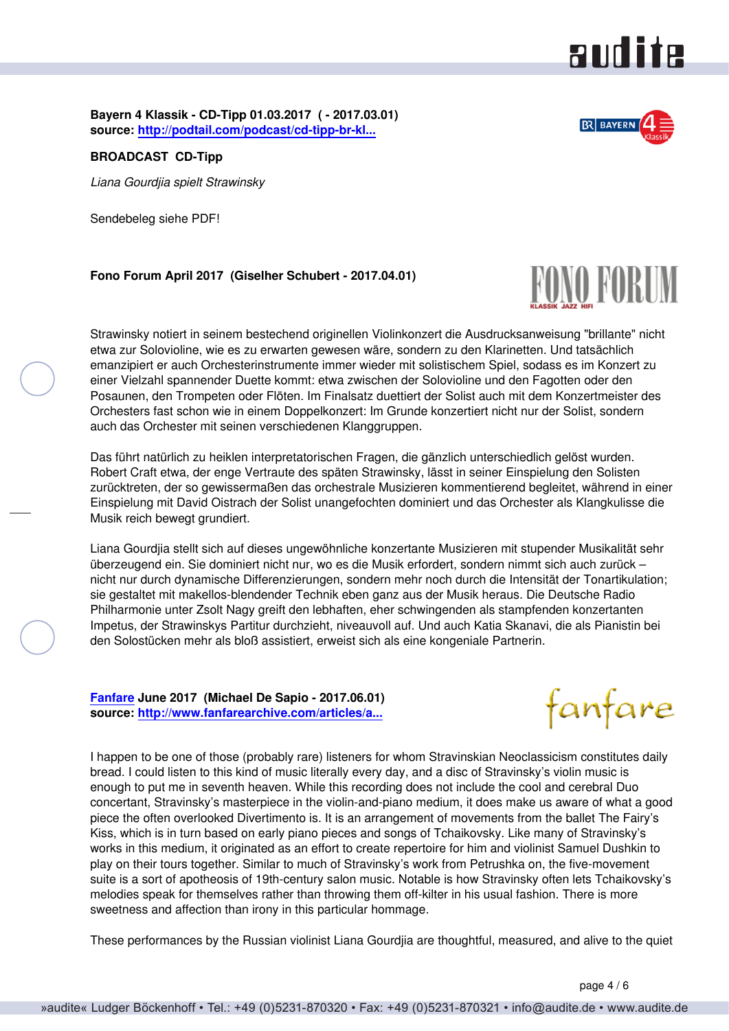**Bayern 4 Klassik - CD-Tipp 01.03.2017 ( - 2017.03.01)**
**source: [http://podtail.com/podcast/cd-tipp-br-kl...](http://podtail.com/podcast/cd-tipp-br-kl...)**

**BROADCAST CD-Tipp**

*Liana Gourdjia spielt Strawinsky*

Sendebeleg siehe PDF!

**Fono Forum April 2017 (Giselher Schubert - 2017.04.01)**

Strawinsky notiert in seinem bestechend originellen Violinkonzert die Ausdrucksanweisung "brillante" nicht etwa zur Soloviolinе, wie es zu erwarten gewesen wäre, sondern zu den Klarinetten. Und tatsächlich emanzipiert er auch Orchesterinstrumente immer wieder mit solistischem Spiel, sodass es im Konzert zu einer Vielzahl spannender Duette kommt: etwa zwischen der Soloviolinе und den Fagotten oder den Posaunen, den Trompeten oder Flöten. Im Finalsatz duettiert der Solist auch mit dem Konzertmeister des Orchesters fast schon wie in einem Doppelkonzert: Im Grunde konzertiert nicht nur der Solist, sondern auch das Orchester mit seinen verschiedenen Klanggruppen.

Das führt natürlich zu heiklen interpretatorischen Fragen, die gänzlich unterschiedlich gelöst wurden. Robert Craft etwa, der enge Vertraute des späten Strawinsky, lässt in seiner Einspielung den Solisten zurücktreten, der so gewissermaßen das orchestrale Musizieren kommentierend begleitet, während in einer Einspielung mit David Oistrach der Solist unangefochten dominiert und das Orchester als Klangkulisse die Musik reich bewegt grundiert.

Liana Gourdjia stellt sich auf dieses ungewöhnliche konzertante Musizieren mit stupender Musikalität sehr überzeugend ein. Sie dominiert nicht nur, wo es die Musik erfordert, sondern nimmt sich auch zurück – nicht nur durch dynamische Differenzierungen, sondern mehr noch durch die Intensität der Tonartikulation; sie gestaltet mit makellos-blendender Technik eben ganz aus der Musik heraus. Die Deutsche Radio Philharmonie unter Zsolt Nagy greift den lebhaften, eher schwingenden als stampfenden konzertanten Impetus, der Strawinskys Partitur durchzieht, niveauvoll auf. Und auch Katia Skanavi, die als Pianistin bei den Solostücken mehr als bloß assistiert, erweist sich als eine kongeniale Partnerin.

**[Fanfare](Fanfare) June 2017 (Michael De Sapio - 2017.06.01)**
**source: [http://www.fanfarearchive.com/articles/a...](http://www.fanfarearchive.com/articles/a...)**

I happen to be one of those (probably rare) listeners for whom Stravinskian Neoclassicism constitutes daily bread. I could listen to this kind of music literally every day, and a disc of Stravinsky's violin music is enough to put me in seventh heaven. While this recording does not include the cool and cerebral Duo concertant, Stravinsky's masterpiece in the violin-and-piano medium, it does make us aware of what a good piece the often overlooked Divertimento is. It is an arrangement of movements from the ballet The Fairy's Kiss, which is in turn based on early piano pieces and songs of Tchaikovsky. Like many of Stravinsky's works in this medium, it originated as an effort to create repertoire for him and violinist Samuel Dushkin to play on their tours together. Similar to much of Stravinsky's work from Petrushka on, the five-movement suite is a sort of apotheosis of 19th-century salon music. Notable is how Stravinsky often lets Tchaikovsky's melodies speak for themselves rather than throwing them off-kilter in his usual fashion. There is more sweetness and affection than irony in this particular hommage.

These performances by the Russian violinist Liana Gourdjia are thoughtful, measured, and alive to the quiet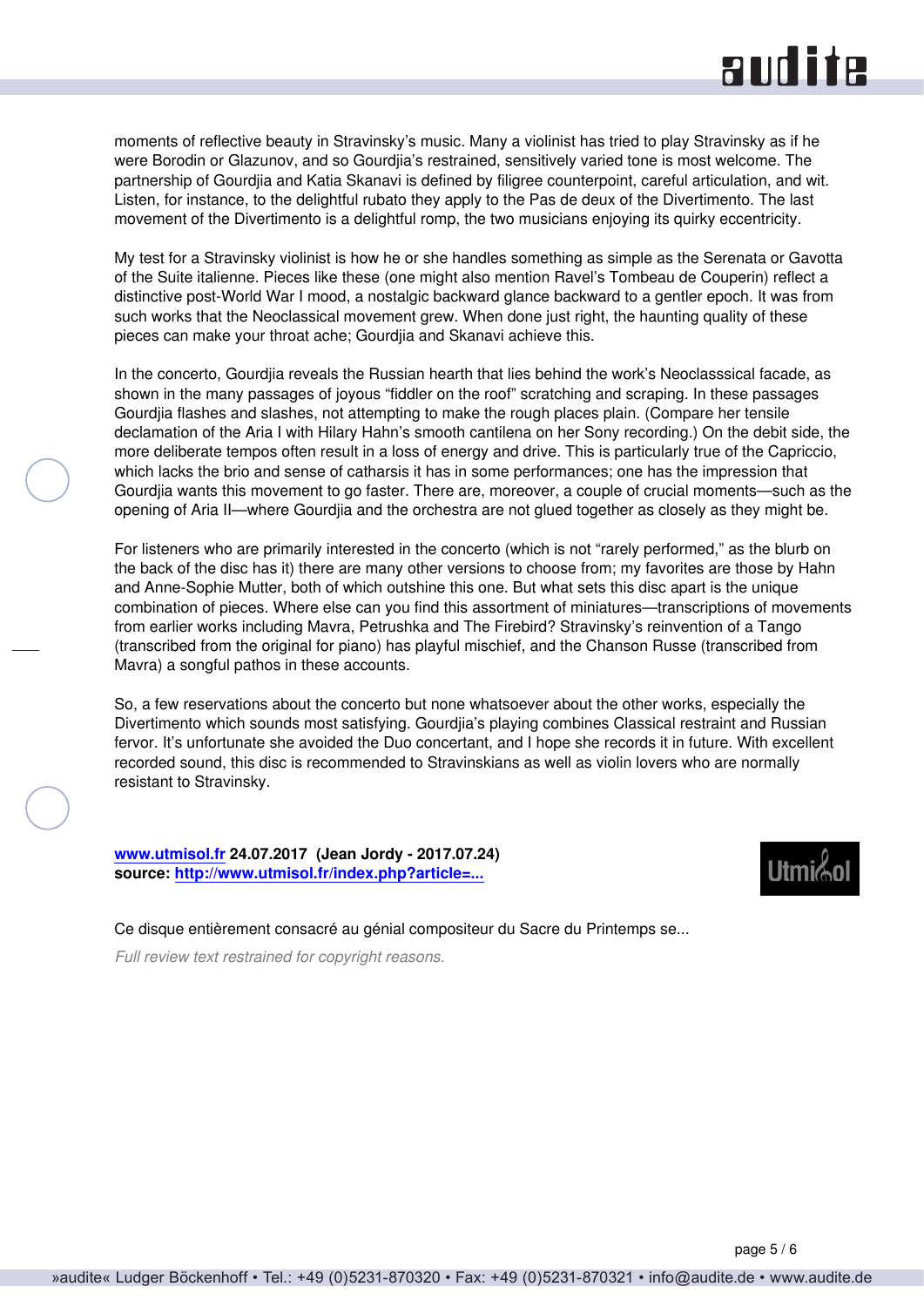moments of reflective beauty in Stravinsky's music. Many a violinist has tried to play Stravinsky as if he were Borodin or Glazunov, and so Gourdjia's restrained, sensitively varied tone is most welcome. The partnership of Gourdjia and Katia Skanavi is defined by filigree counterpoint, careful articulation, and wit. Listen, for instance, to the delightful rubato they apply to the Pas de deux of the Divertimento. The last movement of the Divertimento is a delightful romp, the two musicians enjoying its quirky eccentricity.

My test for a Stravinsky violinist is how he or she handles something as simple as the Serenata or Gavotta of the Suite italienne. Pieces like these (one might also mention Ravel's Tombeau de Couperin) reflect a distinctive post-World War I mood, a nostalgic backward glance backward to a gentler epoch. It was from such works that the Neoclassical movement grew. When done just right, the haunting quality of these pieces can make your throat ache; Gourdjia and Skanavi achieve this.

In the concerto, Gourdjia reveals the Russian hearth that lies behind the work's Neoclasssical facade, as shown in the many passages of joyous "fiddler on the roof" scratching and scraping. In these passages Gourdjia flashes and slashes, not attempting to make the rough places plain. (Compare her tensile declamation of the Aria I with Hilary Hahn's smooth cantilena on her Sony recording.) On the debit side, the more deliberate tempos often result in a loss of energy and drive. This is particularly true of the Capriccio, which lacks the brio and sense of catharsis it has in some performances; one has the impression that Gourdjia wants this movement to go faster. There are, moreover, a couple of crucial moments—such as the opening of Aria II—where Gourdjia and the orchestra are not glued together as closely as they might be.

For listeners who are primarily interested in the concerto (which is not "rarely performed," as the blurb on the back of the disc has it) there are many other versions to choose from; my favorites are those by Hahn and Anne-Sophie Mutter, both of which outshine this one. But what sets this disc apart is the unique combination of pieces. Where else can you find this assortment of miniatures—transcriptions of movements from earlier works including Mavra, Petrushka and The Firebird? Stravinsky's reinvention of a Tango (transcribed from the original for piano) has playful mischief, and the Chanson Russe (transcribed from Mavra) a songful pathos in these accounts.

So, a few reservations about the concerto but none whatsoever about the other works, especially the Divertimento which sounds most satisfying. Gourdjia's playing combines Classical restraint and Russian fervor. It's unfortunate she avoided the Duo concertant, and I hope she records it in future. With excellent recorded sound, this disc is recommended to Stravinskians as well as violin lovers who are normally resistant to Stravinsky.

**www.utmisol.fr 24.07.2017 (Jean Jordy - 2017.07.24)**
**source: http://www.utmisol.fr/index.php?article=...**

Ce disque entièrement consacré au génial compositeur du Sacre du Printemps se...

*Full review text restrained for copyright reasons.*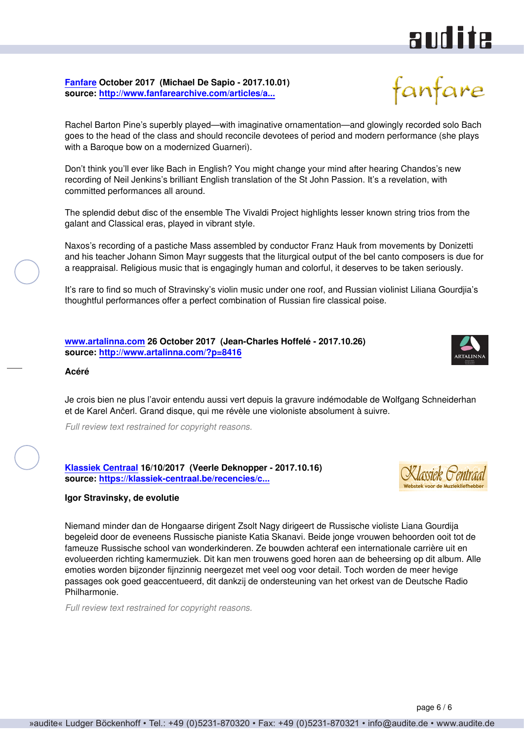**Fanfare October 2017 (Michael De Sapio - 2017.10.01)**
**source: http://www.fanfarearchive.com/articles/a...**

Rachel Barton Pine's superbly played—with imaginative ornamentation—and glowingly recorded solo Bach goes to the head of the class and should reconcile devotees of period and modern performance (she plays with a Baroque bow on a modernized Guarneri).

Don't think you'll ever like Bach in English? You might change your mind after hearing Chandos's new recording of Neil Jenkins's brilliant English translation of the St John Passion. It's a revelation, with committed performances all around.

The splendid debut disc of the ensemble The Vivaldi Project highlights lesser known string trios from the galant and Classical eras, played in vibrant style.

Naxos's recording of a pastiche Mass assembled by conductor Franz Hauk from movements by Donizetti and his teacher Johann Simon Mayr suggests that the liturgical output of the bel canto composers is due for a reappraisal. Religious music that is engagingly human and colorful, it deserves to be taken seriously.

It's rare to find so much of Stravinsky's violin music under one roof, and Russian violinist Liliana Gourdjia's thoughtful performances offer a perfect combination of Russian fire classical poise.

**www.artalinna.com 26 October 2017 (Jean-Charles Hoffelé - 2017.10.26)**
**source: http://www.artalinna.com/?p=8416**

**Acéré**

Je crois bien ne plus l'avoir entendu aussi vert depuis la gravure indémodable de Wolfgang Schneiderhan et de Karel Ančerl. Grand disque, qui me révèle une violoniste absolument à suivre.

*Full review text restrained for copyright reasons.*

**Klassiek Centraal 16/10/2017 (Veerle Deknopper - 2017.10.16)**
**source: https://klassiek-centraal.be/recencies/c...**

**Igor Stravinsky, de evolutie**

Niemand minder dan de Hongaarse dirigent Zsolt Nagy dirigeert de Russische violiste Liana Gourdija begeleid door de eveneens Russische pianiste Katia Skanavi. Beide jonge vrouwen behoorden ooit tot de fameuze Russische school van wonderkinderen. Ze bouwden achteraf een internationale carrière uit en evolueerden richting kamermuziek. Dit kan men trouwens goed horen aan de beheersing op dit album. Alle emoties worden bijzonder fijnzinnig neergezet met veel oog voor detail. Toch worden de meer hevige passages ook goed geaccentueerd, dit dankzij de ondersteuning van het orkest van de Deutsche Radio Philharmonie.

*Full review text restrained for copyright reasons.*